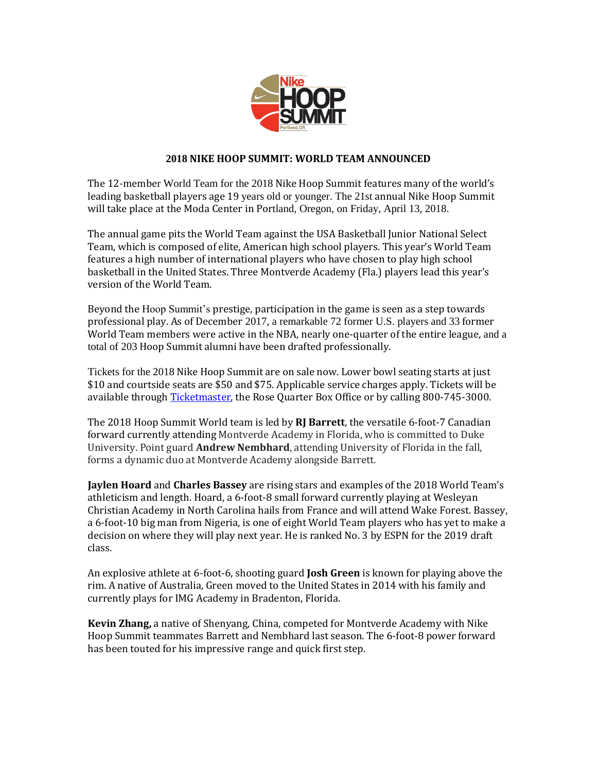## 2018 NIKE HOOP SUMMIT: WORLD TEAM ANNOUNCED

The 12-member World Team for the 2018 Nike Hoop Summit features many of the world's leading basketball players age 19 years old or younger. The 21st annual Nike Hoop Summit will take place at the Moda Center in Portland, Oregon, on Friday, April 13, 2018.

The annual game pits the World Team against the USA Basketball Junior National Select Team, which is composed of elite, American high school players. This year's World Team features a high number of international players who have chosen to play high school basketball in the United States. Three Montverde Academy (Fla.) players lead this year's version of the World Team.

Beyond the Hoop Summit's prestige, participation in the game is seen as a step towards professional play. As of December 2017, a remarkable 72 former U.S. players and 33 former World Team members were active in the NBA, nearly one-quarter of the entire league, and a total of 203 Hoop Summit alumni have been drafted professionally.

Tickets for the 2018 Nike Hoop Summit are on sale now. Lower bowl seating starts at just $10 and courtside seats are $50 and $75. Applicable service charges apply. Tickets will be available through Ticketmaster, the Rose Quarter Box Office or by calling 800-745-3000.

The 2018 Hoop Summit World team is led by **RJ Barrett**, the versatile 6-foot-7 Canadian forward currently attending Montverde Academy in Florida, who is committed to Duke University. Point guard **Andrew Nembhard**, attending University of Florida in the fall, forms a dynamic duo at Montverde Academy alongside Barrett.

**Jaylen Hoard** and **Charles Bassey** are rising stars and examples of the 2018 World Team's athleticism and length. Hoard, a 6-foot-8 small forward currently playing at Wesleyan Christian Academy in North Carolina hails from France and will attend Wake Forest. Bassey, a 6-foot-10 big man from Nigeria, is one of eight World Team players who has yet to make a decision on where they will play next year. He is ranked No. 3 by ESPN for the 2019 draft class.

An explosive athlete at 6-foot-6, shooting guard **Josh Green** is known for playing above the rim. A native of Australia, Green moved to the United States in 2014 with his family and currently plays for IMG Academy in Bradenton, Florida.

**Kevin Zhang,** a native of Shenyang, China, competed for Montverde Academy with Nike Hoop Summit teammates Barrett and Nembhard last season. The 6-foot-8 power forward has been touted for his impressive range and quick first step.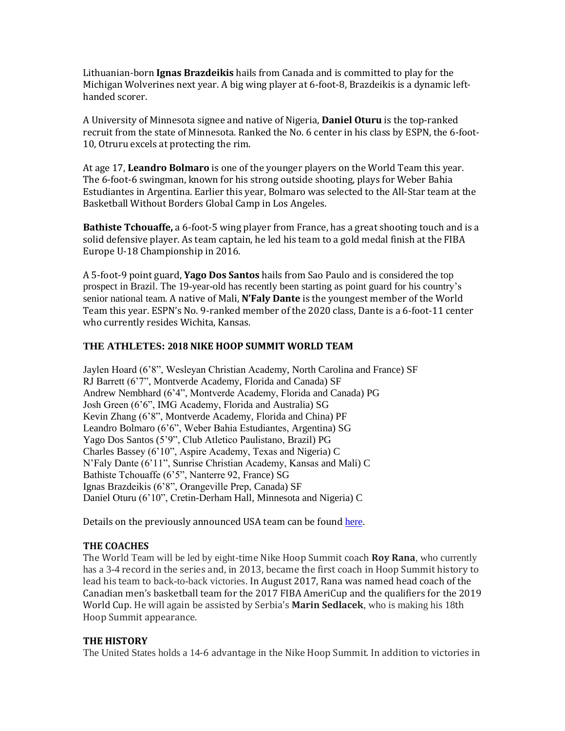Lithuanian-born **Ignas Brazdeikis** hails from Canada and is committed to play for the Michigan Wolverines next year. A big wing player at 6-foot-8, Brazdeikis is a dynamic left-handed scorer.

A University of Minnesota signee and native of Nigeria, **Daniel Oturu** is the top-ranked recruit from the state of Minnesota. Ranked the No. 6 center in his class by ESPN, the 6-foot-10, Otruru excels at protecting the rim.

At age 17, **Leandro Bolmaro** is one of the younger players on the World Team this year. The 6-foot-6 swingman, known for his strong outside shooting, plays for Weber Bahia Estudiantes in Argentina. Earlier this year, Bolmaro was selected to the All-Star team at the Basketball Without Borders Global Camp in Los Angeles.

**Bathiste Tchouaffe,** a 6-foot-5 wing player from France, has a great shooting touch and is a solid defensive player. As team captain, he led his team to a gold medal finish at the FIBA Europe U-18 Championship in 2016.

A 5-foot-9 point guard, **Yago Dos Santos** hails from Sao Paulo and is considered the top prospect in Brazil. The 19-year-old has recently been starting as point guard for his country's senior national team. A native of Mali, **N'Faly Dante** is the youngest member of the World Team this year. ESPN's No. 9-ranked member of the 2020 class, Dante is a 6-foot-11 center who currently resides Wichita, Kansas.

**THE ATHLETES: 2018 NIKE HOOP SUMMIT WORLD TEAM**

Jaylen Hoard (6'8", Wesleyan Christian Academy, North Carolina and France) SF
RJ Barrett (6'7", Montverde Academy, Florida and Canada) SF
Andrew Nembhard (6'4", Montverde Academy, Florida and Canada) PG
Josh Green (6'6", IMG Academy, Florida and Australia) SG
Kevin Zhang (6'8", Montverde Academy, Florida and China) PF
Leandro Bolmaro (6'6", Weber Bahia Estudiantes, Argentina) SG
Yago Dos Santos (5'9", Club Atletico Paulistano, Brazil) PG
Charles Bassey (6'10", Aspire Academy, Texas and Nigeria) C
N'Faly Dante (6'11", Sunrise Christian Academy, Kansas and Mali) C
Bathiste Tchouaffe (6'5", Nanterre 92, France) SG
Ignas Brazdeikis (6'8", Orangeville Prep, Canada) SF
Daniel Oturu (6'10", Cretin-Derham Hall, Minnesota and Nigeria) C

Details on the previously announced USA team can be found here.

**THE COACHES**

The World Team will be led by eight-time Nike Hoop Summit coach **Roy Rana**, who currently has a 3-4 record in the series and, in 2013, became the first coach in Hoop Summit history to lead his team to back-to-back victories. In August 2017, Rana was named head coach of the Canadian men's basketball team for the 2017 FIBA AmeriCup and the qualifiers for the 2019 World Cup. He will again be assisted by Serbia's **Marin Sedlacek**, who is making his 18th Hoop Summit appearance.

**THE HISTORY**

The United States holds a 14-6 advantage in the Nike Hoop Summit. In addition to victories in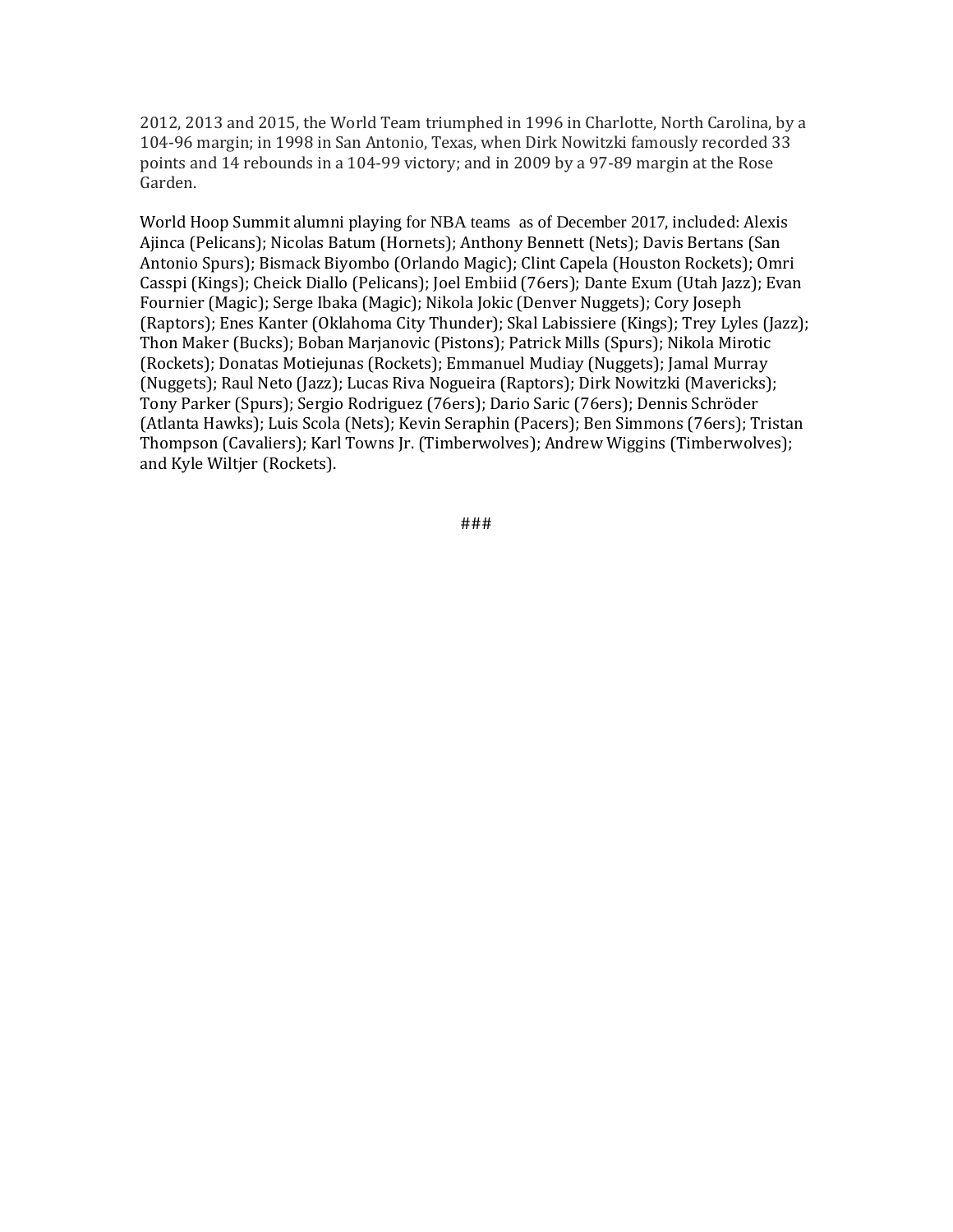2012, 2013 and 2015, the World Team triumphed in 1996 in Charlotte, North Carolina, by a 104-96 margin; in 1998 in San Antonio, Texas, when Dirk Nowitzki famously recorded 33 points and 14 rebounds in a 104-99 victory; and in 2009 by a 97-89 margin at the Rose Garden.

World Hoop Summit alumni playing for NBA teams as of December 2017, included: Alexis Ajinca (Pelicans); Nicolas Batum (Hornets); Anthony Bennett (Nets); Davis Bertans (San Antonio Spurs); Bismack Biyombo (Orlando Magic); Clint Capela (Houston Rockets); Omri Casspi (Kings); Cheick Diallo (Pelicans); Joel Embiid (76ers); Dante Exum (Utah Jazz); Evan Fournier (Magic); Serge Ibaka (Magic); Nikola Jokic (Denver Nuggets); Cory Joseph (Raptors); Enes Kanter (Oklahoma City Thunder); Skal Labissiere (Kings); Trey Lyles (Jazz); Thon Maker (Bucks); Boban Marjanovic (Pistons); Patrick Mills (Spurs); Nikola Mirotic (Rockets); Donatas Motiejunas (Rockets); Emmanuel Mudiay (Nuggets); Jamal Murray (Nuggets); Raul Neto (Jazz); Lucas Riva Nogueira (Raptors); Dirk Nowitzki (Mavericks); Tony Parker (Spurs); Sergio Rodriguez (76ers); Dario Saric (76ers); Dennis Schröder (Atlanta Hawks); Luis Scola (Nets); Kevin Seraphin (Pacers); Ben Simmons (76ers); Tristan Thompson (Cavaliers); Karl Towns Jr. (Timberwolves); Andrew Wiggins (Timberwolves); and Kyle Wiltjer (Rockets).

###